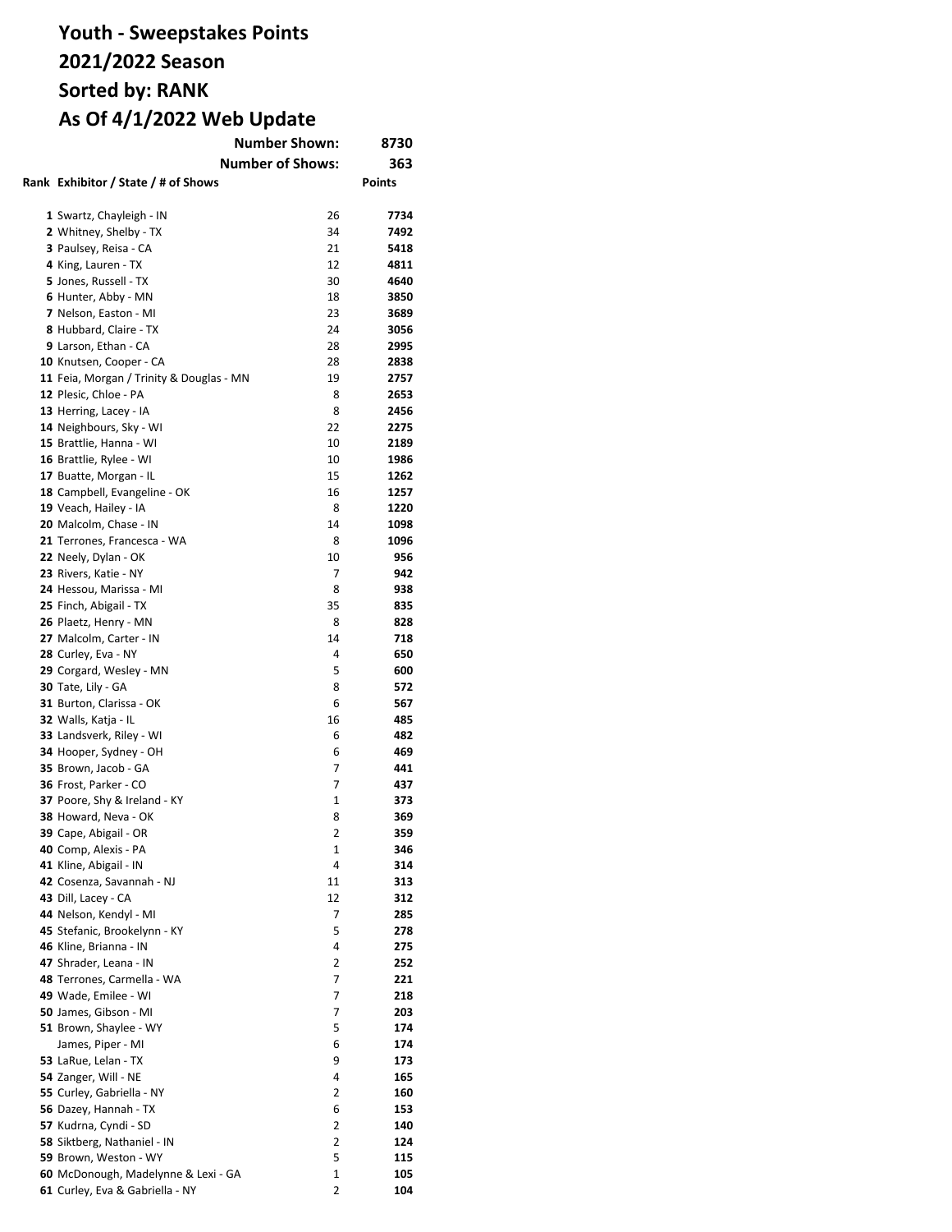# Youth - Sweepstakes Points
# 2021/2022 Season
# Sorted by: RANK
# As Of 4/1/2022 Web Update

**Number Shown:** 8730

**Number of Shows:** 363

| Rank | Exhibitor / State / # of Shows | | Points |
|---|---|---|---|
| 1 | Swartz, Chayleigh - IN | 26 | 7734 |
| 2 | Whitney, Shelby - TX | 34 | 7492 |
| 3 | Paulsey, Reisa - CA | 21 | 5418 |
| 4 | King, Lauren - TX | 12 | 4811 |
| 5 | Jones, Russell - TX | 30 | 4640 |
| 6 | Hunter, Abby - MN | 18 | 3850 |
| 7 | Nelson, Easton - MI | 23 | 3689 |
| 8 | Hubbard, Claire - TX | 24 | 3056 |
| 9 | Larson, Ethan - CA | 28 | 2995 |
| 10 | Knutsen, Cooper - CA | 28 | 2838 |
| 11 | Feia, Morgan / Trinity & Douglas - MN | 19 | 2757 |
| 12 | Plesic, Chloe - PA | 8 | 2653 |
| 13 | Herring, Lacey - IA | 8 | 2456 |
| 14 | Neighbours, Sky - WI | 22 | 2275 |
| 15 | Brattlie, Hanna - WI | 10 | 2189 |
| 16 | Brattlie, Rylee - WI | 10 | 1986 |
| 17 | Buatte, Morgan - IL | 15 | 1262 |
| 18 | Campbell, Evangeline - OK | 16 | 1257 |
| 19 | Veach, Hailey - IA | 8 | 1220 |
| 20 | Malcolm, Chase - IN | 14 | 1098 |
| 21 | Terrones, Francesca - WA | 8 | 1096 |
| 22 | Neely, Dylan - OK | 10 | 956 |
| 23 | Rivers, Katie - NY | 7 | 942 |
| 24 | Hessou, Marissa - MI | 8 | 938 |
| 25 | Finch, Abigail - TX | 35 | 835 |
| 26 | Plaetz, Henry - MN | 8 | 828 |
| 27 | Malcolm, Carter - IN | 14 | 718 |
| 28 | Curley, Eva - NY | 4 | 650 |
| 29 | Corgard, Wesley - MN | 5 | 600 |
| 30 | Tate, Lily - GA | 8 | 572 |
| 31 | Burton, Clarissa - OK | 6 | 567 |
| 32 | Walls, Katja - IL | 16 | 485 |
| 33 | Landsverk, Riley - WI | 6 | 482 |
| 34 | Hooper, Sydney - OH | 6 | 469 |
| 35 | Brown, Jacob - GA | 7 | 441 |
| 36 | Frost, Parker - CO | 7 | 437 |
| 37 | Poore, Shy & Ireland - KY | 1 | 373 |
| 38 | Howard, Neva - OK | 8 | 369 |
| 39 | Cape, Abigail - OR | 2 | 359 |
| 40 | Comp, Alexis - PA | 1 | 346 |
| 41 | Kline, Abigail - IN | 4 | 314 |
| 42 | Cosenza, Savannah - NJ | 11 | 313 |
| 43 | Dill, Lacey - CA | 12 | 312 |
| 44 | Nelson, Kendyl - MI | 7 | 285 |
| 45 | Stefanic, Brookelynn - KY | 5 | 278 |
| 46 | Kline, Brianna - IN | 4 | 275 |
| 47 | Shrader, Leana - IN | 2 | 252 |
| 48 | Terrones, Carmella - WA | 7 | 221 |
| 49 | Wade, Emilee - WI | 7 | 218 |
| 50 | James, Gibson - MI | 7 | 203 |
| 51 | Brown, Shaylee - WY | 5 | 174 |
| | James, Piper - MI | 6 | 174 |
| 53 | LaRue, Lelan - TX | 9 | 173 |
| 54 | Zanger, Will - NE | 4 | 165 |
| 55 | Curley, Gabriella - NY | 2 | 160 |
| 56 | Dazey, Hannah - TX | 6 | 153 |
| 57 | Kudrna, Cyndi - SD | 2 | 140 |
| 58 | Siktberg, Nathaniel - IN | 2 | 124 |
| 59 | Brown, Weston - WY | 5 | 115 |
| 60 | McDonough, Madelynne & Lexi - GA | 1 | 105 |
| 61 | Curley, Eva & Gabriella - NY | 2 | 104 |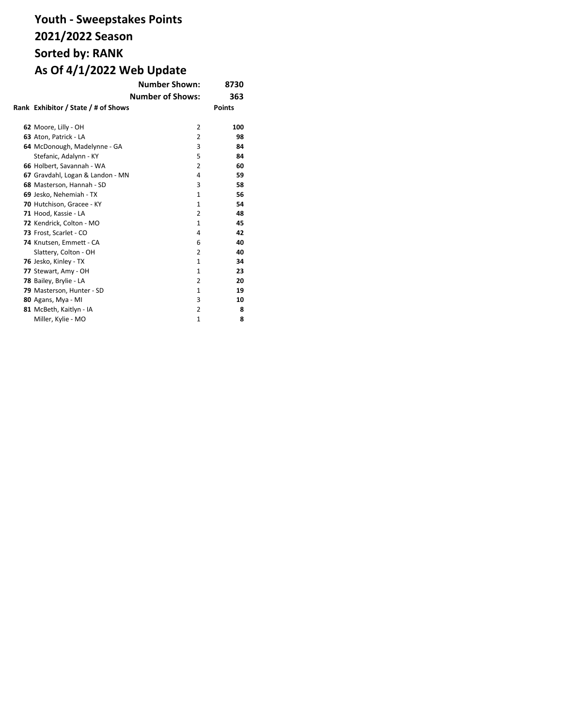# Youth - Sweepstakes Points
# 2021/2022 Season
# Sorted by: RANK
# As Of 4/1/2022 Web Update

**Number Shown: 8730**

**Number of Shows: 363**

| Rank | Exhibitor / State / # of Shows | | Points |
|---|---|---|---|
| **62** | Moore, Lilly - OH | 2 | **100** |
| **63** | Aton, Patrick - LA | 2 | **98** |
| **64** | McDonough, Madelynne - GA | 3 | **84** |
| | Stefanic, Adalynn - KY | 5 | **84** |
| **66** | Holbert, Savannah - WA | 2 | **60** |
| **67** | Gravdahl, Logan & Landon - MN | 4 | **59** |
| **68** | Masterson, Hannah - SD | 3 | **58** |
| **69** | Jesko, Nehemiah - TX | 1 | **56** |
| **70** | Hutchison, Gracee - KY | 1 | **54** |
| **71** | Hood, Kassie - LA | 2 | **48** |
| **72** | Kendrick, Colton - MO | 1 | **45** |
| **73** | Frost, Scarlet - CO | 4 | **42** |
| **74** | Knutsen, Emmett - CA | 6 | **40** |
| | Slattery, Colton - OH | 2 | **40** |
| **76** | Jesko, Kinley - TX | 1 | **34** |
| **77** | Stewart, Amy - OH | 1 | **23** |
| **78** | Bailey, Brylie - LA | 2 | **20** |
| **79** | Masterson, Hunter - SD | 1 | **19** |
| **80** | Agans, Mya - MI | 3 | **10** |
| **81** | McBeth, Kaitlyn - IA | 2 | **8** |
| | Miller, Kylie - MO | 1 | **8** |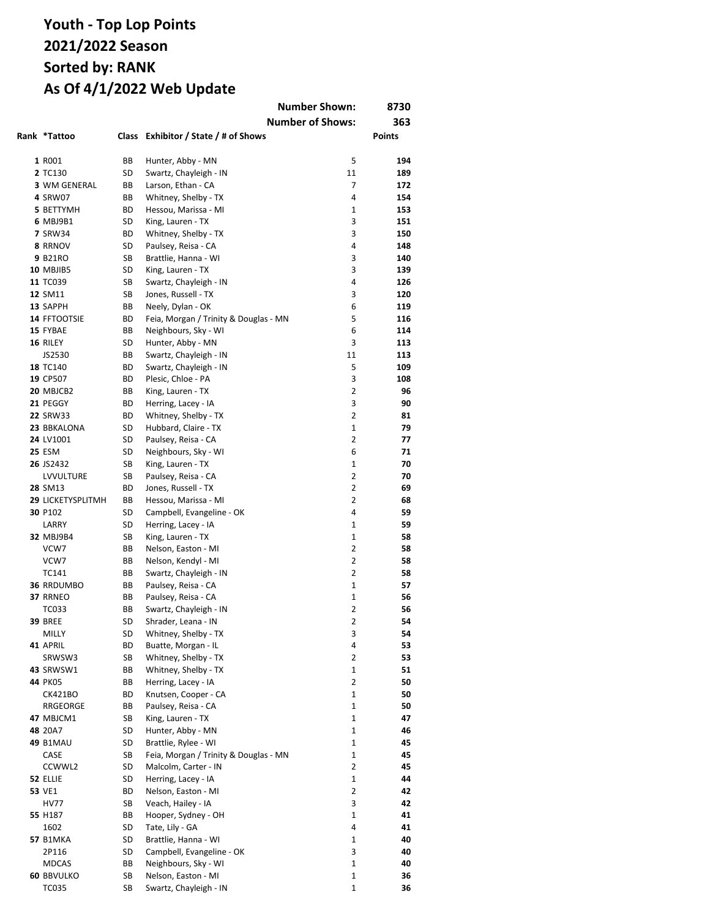# Youth - Top Lop Points
# 2021/2022 Season
# Sorted by: RANK
# As Of 4/1/2022 Web Update

**Number Shown: 8730**

**Number of Shows: 363**

| Rank | *Tattoo | Class | Exhibitor / State / # of Shows | | Points |
|---|---|---|---|---|---|
| **1** | R001 | BB | Hunter, Abby - MN | 5 | **194** |
| **2** | TC130 | SD | Swartz, Chayleigh - IN | 11 | **189** |
| **3** | WM GENERAL | BB | Larson, Ethan - CA | 7 | **172** |
| **4** | SRW07 | BB | Whitney, Shelby - TX | 4 | **154** |
| **5** | BETTYMH | BD | Hessou, Marissa - MI | 1 | **153** |
| **6** | MBJ9B1 | SD | King, Lauren - TX | 3 | **151** |
| **7** | SRW34 | BD | Whitney, Shelby - TX | 3 | **150** |
| **8** | RRNOV | SD | Paulsey, Reisa - CA | 4 | **148** |
| **9** | B21RO | SB | Brattlie, Hanna - WI | 3 | **140** |
| **10** | MBJIB5 | SD | King, Lauren - TX | 3 | **139** |
| **11** | TC039 | SB | Swartz, Chayleigh - IN | 4 | **126** |
| **12** | SM11 | SB | Jones, Russell - TX | 3 | **120** |
| **13** | SAPPH | BB | Neely, Dylan - OK | 6 | **119** |
| **14** | FFTOOTSIE | BD | Feia, Morgan / Trinity & Douglas - MN | 5 | **116** |
| **15** | FYBAE | BB | Neighbours, Sky - WI | 6 | **114** |
| **16** | RILEY | SD | Hunter, Abby - MN | 3 | **113** |
| | JS2530 | BB | Swartz, Chayleigh - IN | 11 | **113** |
| **18** | TC140 | BD | Swartz, Chayleigh - IN | 5 | **109** |
| **19** | CP507 | BD | Plesic, Chloe - PA | 3 | **108** |
| **20** | MBJCB2 | BB | King, Lauren - TX | 2 | **96** |
| **21** | PEGGY | BD | Herring, Lacey - IA | 3 | **90** |
| **22** | SRW33 | BD | Whitney, Shelby - TX | 2 | **81** |
| **23** | BBKALONA | SD | Hubbard, Claire - TX | 1 | **79** |
| **24** | LV1001 | SD | Paulsey, Reisa - CA | 2 | **77** |
| **25** | ESM | SD | Neighbours, Sky - WI | 6 | **71** |
| **26** | JS2432 | SB | King, Lauren - TX | 1 | **70** |
| | LVVULTURE | SB | Paulsey, Reisa - CA | 2 | **70** |
| **28** | SM13 | BD | Jones, Russell - TX | 2 | **69** |
| **29** | LICKETYSPLITMH | BB | Hessou, Marissa - MI | 2 | **68** |
| **30** | P102 | SD | Campbell, Evangeline - OK | 4 | **59** |
| | LARRY | SD | Herring, Lacey - IA | 1 | **59** |
| **32** | MBJ9B4 | SB | King, Lauren - TX | 1 | **58** |
| | VCW7 | BB | Nelson, Easton - MI | 2 | **58** |
| | VCW7 | BB | Nelson, Kendyl - MI | 2 | **58** |
| | TC141 | BB | Swartz, Chayleigh - IN | 2 | **58** |
| **36** | RRDUMBO | BB | Paulsey, Reisa - CA | 1 | **57** |
| **37** | RRNEO | BB | Paulsey, Reisa - CA | 1 | **56** |
| | TC033 | BB | Swartz, Chayleigh - IN | 2 | **56** |
| **39** | BREE | SD | Shrader, Leana - IN | 2 | **54** |
| | MILLY | SD | Whitney, Shelby - TX | 3 | **54** |
| **41** | APRIL | BD | Buatte, Morgan - IL | 4 | **53** |
| | SRWSW3 | SB | Whitney, Shelby - TX | 2 | **53** |
| **43** | SRWSW1 | BB | Whitney, Shelby - TX | 1 | **51** |
| **44** | PK05 | BB | Herring, Lacey - IA | 2 | **50** |
| | CK421BO | BD | Knutsen, Cooper - CA | 1 | **50** |
| | RRGEORGE | BB | Paulsey, Reisa - CA | 1 | **50** |
| **47** | MBJCM1 | SB | King, Lauren - TX | 1 | **47** |
| **48** | 20A7 | SD | Hunter, Abby - MN | 1 | **46** |
| **49** | B1MAU | SD | Brattlie, Rylee - WI | 1 | **45** |
| | CASE | SB | Feia, Morgan / Trinity & Douglas - MN | 1 | **45** |
| | CCWWL2 | SD | Malcolm, Carter - IN | 2 | **45** |
| **52** | ELLIE | SD | Herring, Lacey - IA | 1 | **44** |
| **53** | VE1 | BD | Nelson, Easton - MI | 2 | **42** |
| | HV77 | SB | Veach, Hailey - IA | 3 | **42** |
| **55** | H187 | BB | Hooper, Sydney - OH | 1 | **41** |
| | 1602 | SD | Tate, Lily - GA | 4 | **41** |
| **57** | B1MKA | SD | Brattlie, Hanna - WI | 1 | **40** |
| | 2P116 | SD | Campbell, Evangeline - OK | 3 | **40** |
| | MDCAS | BB | Neighbours, Sky - WI | 1 | **40** |
| **60** | BBVULKO | SB | Nelson, Easton - MI | 1 | **36** |
| | TC035 | SB | Swartz, Chayleigh - IN | 1 | **36** |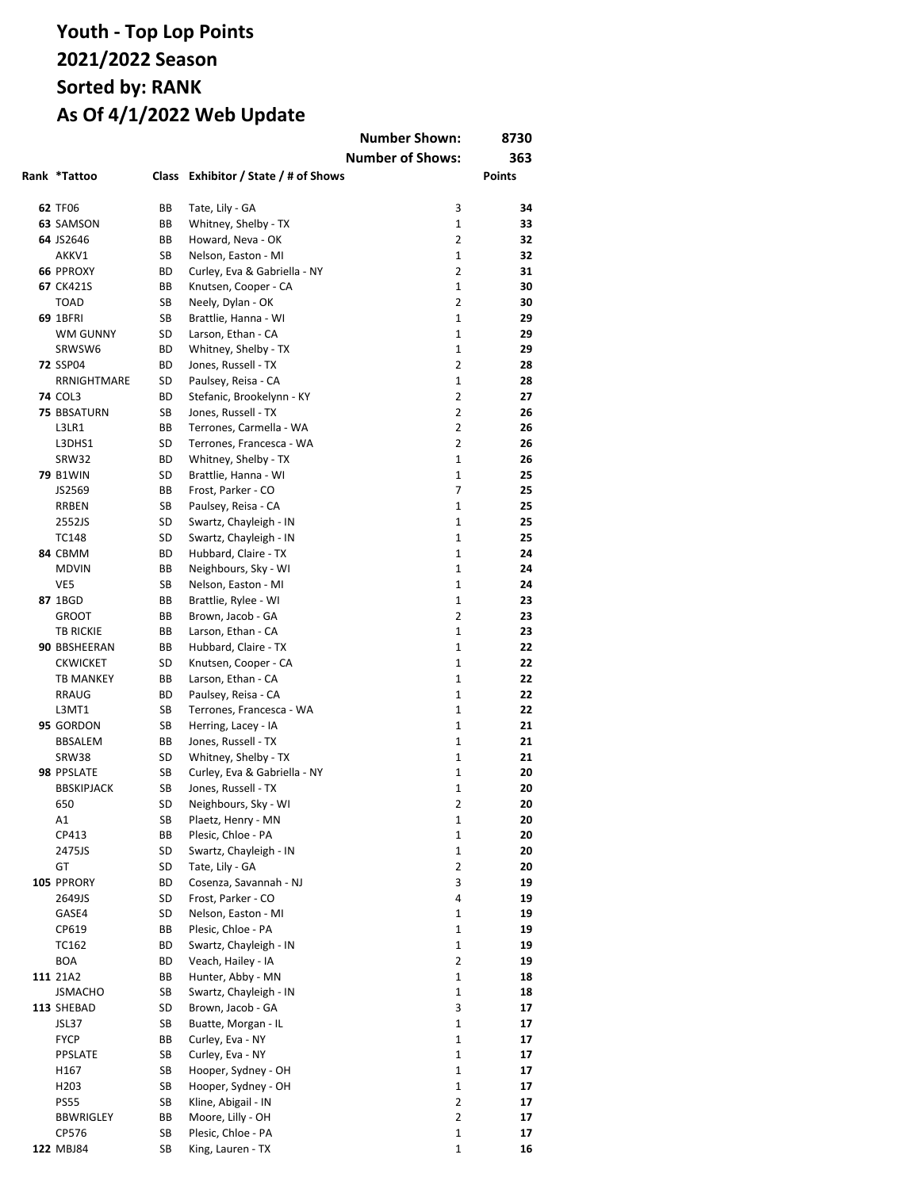# Youth - Top Lop Points
# 2021/2022 Season
# Sorted by: RANK
# As Of 4/1/2022 Web Update

Number Shown: 8730

Number of Shows: 363

| Rank | *Tattoo | Class | Exhibitor / State / # of Shows | | Points |
|---|---|---|---|---|---|
| **62** | TF06 | BB | Tate, Lily - GA | 3 | **34** |
| **63** | SAMSON | BB | Whitney, Shelby - TX | 1 | **33** |
| **64** | JS2646 | BB | Howard, Neva - OK | 2 | **32** |
| | AKKV1 | SB | Nelson, Easton - MI | 1 | **32** |
| **66** | PPROXY | BD | Curley, Eva & Gabriella - NY | 2 | **31** |
| **67** | CK421S | BB | Knutsen, Cooper - CA | 1 | **30** |
| | TOAD | SB | Neely, Dylan - OK | 2 | **30** |
| **69** | 1BFRI | SB | Brattlie, Hanna - WI | 1 | **29** |
| | WM GUNNY | SD | Larson, Ethan - CA | 1 | **29** |
| | SRWSW6 | BD | Whitney, Shelby - TX | 1 | **29** |
| **72** | SSP04 | BD | Jones, Russell - TX | 2 | **28** |
| | RRNIGHTMARE | SD | Paulsey, Reisa - CA | 1 | **28** |
| **74** | COL3 | BD | Stefanic, Brookelynn - KY | 2 | **27** |
| **75** | BBSATURN | SB | Jones, Russell - TX | 2 | **26** |
| | L3LR1 | BB | Terrones, Carmella - WA | 2 | **26** |
| | L3DHS1 | SD | Terrones, Francesca - WA | 2 | **26** |
| | SRW32 | BD | Whitney, Shelby - TX | 1 | **26** |
| **79** | B1WIN | SD | Brattlie, Hanna - WI | 1 | **25** |
| | JS2569 | BB | Frost, Parker - CO | 7 | **25** |
| | RRBEN | SB | Paulsey, Reisa - CA | 1 | **25** |
| | 2552JS | SD | Swartz, Chayleigh - IN | 1 | **25** |
| | TC148 | SD | Swartz, Chayleigh - IN | 1 | **25** |
| **84** | CBMM | BD | Hubbard, Claire - TX | 1 | **24** |
| | MDVIN | BB | Neighbours, Sky - WI | 1 | **24** |
| | VE5 | SB | Nelson, Easton - MI | 1 | **24** |
| **87** | 1BGD | BB | Brattlie, Rylee - WI | 1 | **23** |
| | GROOT | BB | Brown, Jacob - GA | 2 | **23** |
| | TB RICKIE | BB | Larson, Ethan - CA | 1 | **23** |
| **90** | BBSHEERAN | BB | Hubbard, Claire - TX | 1 | **22** |
| | CKWICKET | SD | Knutsen, Cooper - CA | 1 | **22** |
| | TB MANKEY | BB | Larson, Ethan - CA | 1 | **22** |
| | RRAUG | BD | Paulsey, Reisa - CA | 1 | **22** |
| | L3MT1 | SB | Terrones, Francesca - WA | 1 | **22** |
| **95** | GORDON | SB | Herring, Lacey - IA | 1 | **21** |
| | BBSALEM | BB | Jones, Russell - TX | 1 | **21** |
| | SRW38 | SD | Whitney, Shelby - TX | 1 | **21** |
| **98** | PPSLATE | SB | Curley, Eva & Gabriella - NY | 1 | **20** |
| | BBSKIPJACK | SB | Jones, Russell - TX | 1 | **20** |
| | 650 | SD | Neighbours, Sky - WI | 2 | **20** |
| | A1 | SB | Plaetz, Henry - MN | 1 | **20** |
| | CP413 | BB | Plesic, Chloe - PA | 1 | **20** |
| | 2475JS | SD | Swartz, Chayleigh - IN | 1 | **20** |
| | GT | SD | Tate, Lily - GA | 2 | **20** |
| **105** | PPRORY | BD | Cosenza, Savannah - NJ | 3 | **19** |
| | 2649JS | SD | Frost, Parker - CO | 4 | **19** |
| | GASE4 | SD | Nelson, Easton - MI | 1 | **19** |
| | CP619 | BB | Plesic, Chloe - PA | 1 | **19** |
| | TC162 | BD | Swartz, Chayleigh - IN | 1 | **19** |
| | BOA | BD | Veach, Hailey - IA | 2 | **19** |
| **111** | 21A2 | BB | Hunter, Abby - MN | 1 | **18** |
| | JSMACHO | SB | Swartz, Chayleigh - IN | 1 | **18** |
| **113** | SHEBAD | SD | Brown, Jacob - GA | 3 | **17** |
| | JSL37 | SB | Buatte, Morgan - IL | 1 | **17** |
| | FYCP | BB | Curley, Eva - NY | 1 | **17** |
| | PPSLATE | SB | Curley, Eva - NY | 1 | **17** |
| | H167 | SB | Hooper, Sydney - OH | 1 | **17** |
| | H203 | SB | Hooper, Sydney - OH | 1 | **17** |
| | PS55 | SB | Kline, Abigail - IN | 2 | **17** |
| | BBWRIGLEY | BB | Moore, Lilly - OH | 2 | **17** |
| | CP576 | SB | Plesic, Chloe - PA | 1 | **17** |
| **122** | MBJ84 | SB | King, Lauren - TX | 1 | **16** |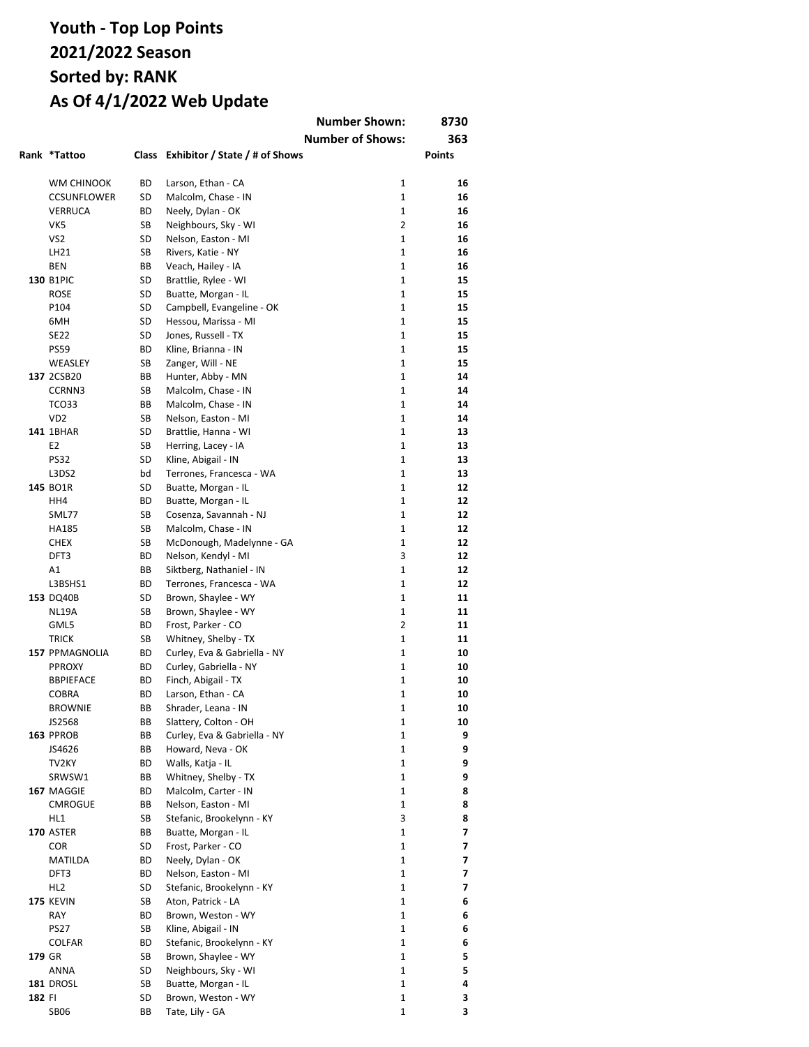# Youth - Top Lop Points
# 2021/2022 Season
# Sorted by: RANK
# As Of 4/1/2022 Web Update

| | | | **Number Shown:** | **8730** |
|---|---|---|---|---|
| | | | **Number of Shows:** | **363** |

| Rank | *Tattoo | Class | Exhibitor / State / # of Shows | | Points |
|---|---|---|---|---|---|
| | WM CHINOOK | BD | Larson, Ethan - CA | 1 | **16** |
| | CCSUNFLOWER | SD | Malcolm, Chase - IN | 1 | **16** |
| | VERRUCA | BD | Neely, Dylan - OK | 1 | **16** |
| | VK5 | SB | Neighbours, Sky - WI | 2 | **16** |
| | VS2 | SD | Nelson, Easton - MI | 1 | **16** |
| | LH21 | SB | Rivers, Katie - NY | 1 | **16** |
| | BEN | BB | Veach, Hailey - IA | 1 | **16** |
| **130** | B1PIC | SD | Brattlie, Rylee - WI | 1 | **15** |
| | ROSE | SD | Buatte, Morgan - IL | 1 | **15** |
| | P104 | SD | Campbell, Evangeline - OK | 1 | **15** |
| | 6MH | SD | Hessou, Marissa - MI | 1 | **15** |
| | SE22 | SD | Jones, Russell - TX | 1 | **15** |
| | PS59 | BD | Kline, Brianna - IN | 1 | **15** |
| | WEASLEY | SB | Zanger, Will - NE | 1 | **15** |
| **137** | 2CSB20 | BB | Hunter, Abby - MN | 1 | **14** |
| | CCRNN3 | SB | Malcolm, Chase - IN | 1 | **14** |
| | TCO33 | BB | Malcolm, Chase - IN | 1 | **14** |
| | VD2 | SB | Nelson, Easton - MI | 1 | **14** |
| **141** | 1BHAR | SD | Brattlie, Hanna - WI | 1 | **13** |
| | E2 | SB | Herring, Lacey - IA | 1 | **13** |
| | PS32 | SD | Kline, Abigail - IN | 1 | **13** |
| | L3DS2 | bd | Terrones, Francesca - WA | 1 | **13** |
| **145** | BO1R | SD | Buatte, Morgan - IL | 1 | **12** |
| | HH4 | BD | Buatte, Morgan - IL | 1 | **12** |
| | SML77 | SB | Cosenza, Savannah - NJ | 1 | **12** |
| | HA185 | SB | Malcolm, Chase - IN | 1 | **12** |
| | CHEX | SB | McDonough, Madelynne - GA | 1 | **12** |
| | DFT3 | BD | Nelson, Kendyl - MI | 3 | **12** |
| | A1 | BB | Siktberg, Nathaniel - IN | 1 | **12** |
| | L3BSHS1 | BD | Terrones, Francesca - WA | 1 | **12** |
| **153** | DQ40B | SD | Brown, Shaylee - WY | 1 | **11** |
| | NL19A | SB | Brown, Shaylee - WY | 1 | **11** |
| | GML5 | BD | Frost, Parker - CO | 2 | **11** |
| | TRICK | SB | Whitney, Shelby - TX | 1 | **11** |
| **157** | PPMAGNOLIA | BD | Curley, Eva & Gabriella - NY | 1 | **10** |
| | PPROXY | BD | Curley, Gabriella - NY | 1 | **10** |
| | BBPIEFACE | BD | Finch, Abigail - TX | 1 | **10** |
| | COBRA | BD | Larson, Ethan - CA | 1 | **10** |
| | BROWNIE | BB | Shrader, Leana - IN | 1 | **10** |
| | JS2568 | BB | Slattery, Colton - OH | 1 | **10** |
| **163** | PPROB | BB | Curley, Eva & Gabriella - NY | 1 | **9** |
| | JS4626 | BB | Howard, Neva - OK | 1 | **9** |
| | TV2KY | BD | Walls, Katja - IL | 1 | **9** |
| | SRWSW1 | BB | Whitney, Shelby - TX | 1 | **9** |
| **167** | MAGGIE | BD | Malcolm, Carter - IN | 1 | **8** |
| | CMROGUE | BB | Nelson, Easton - MI | 1 | **8** |
| | HL1 | SB | Stefanic, Brookelynn - KY | 3 | **8** |
| **170** | ASTER | BB | Buatte, Morgan - IL | 1 | **7** |
| | COR | SD | Frost, Parker - CO | 1 | **7** |
| | MATILDA | BD | Neely, Dylan - OK | 1 | **7** |
| | DFT3 | BD | Nelson, Easton - MI | 1 | **7** |
| | HL2 | SD | Stefanic, Brookelynn - KY | 1 | **7** |
| **175** | KEVIN | SB | Aton, Patrick - LA | 1 | **6** |
| | RAY | BD | Brown, Weston - WY | 1 | **6** |
| | PS27 | SB | Kline, Abigail - IN | 1 | **6** |
| | COLFAR | BD | Stefanic, Brookelynn - KY | 1 | **6** |
| **179** | GR | SB | Brown, Shaylee - WY | 1 | **5** |
| | ANNA | SD | Neighbours, Sky - WI | 1 | **5** |
| **181** | DROSL | SB | Buatte, Morgan - IL | 1 | **4** |
| **182** | FI | SD | Brown, Weston - WY | 1 | **3** |
| | SB06 | BB | Tate, Lily - GA | 1 | **3** |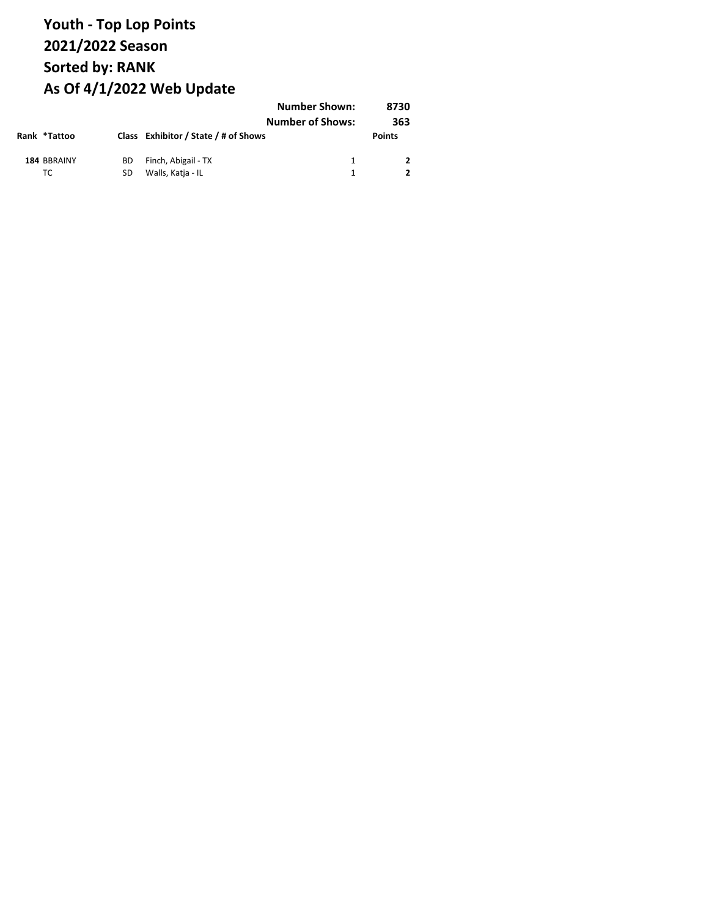# Youth - Top Lop Points
# 2021/2022 Season
# Sorted by: RANK
# As Of 4/1/2022 Web Update

| | | | Number Shown: | 8730 |
|---|---|---|---|---|
| | | | **Number of Shows:** | **363** |

| Rank | *Tattoo | Class | Exhibitor / State / # of Shows | | Points |
|---|---|---|---|---|---|
| **184** | BBRAINY | BD | Finch, Abigail - TX | 1 | **2** |
| | TC | SD | Walls, Katja - IL | 1 | **2** |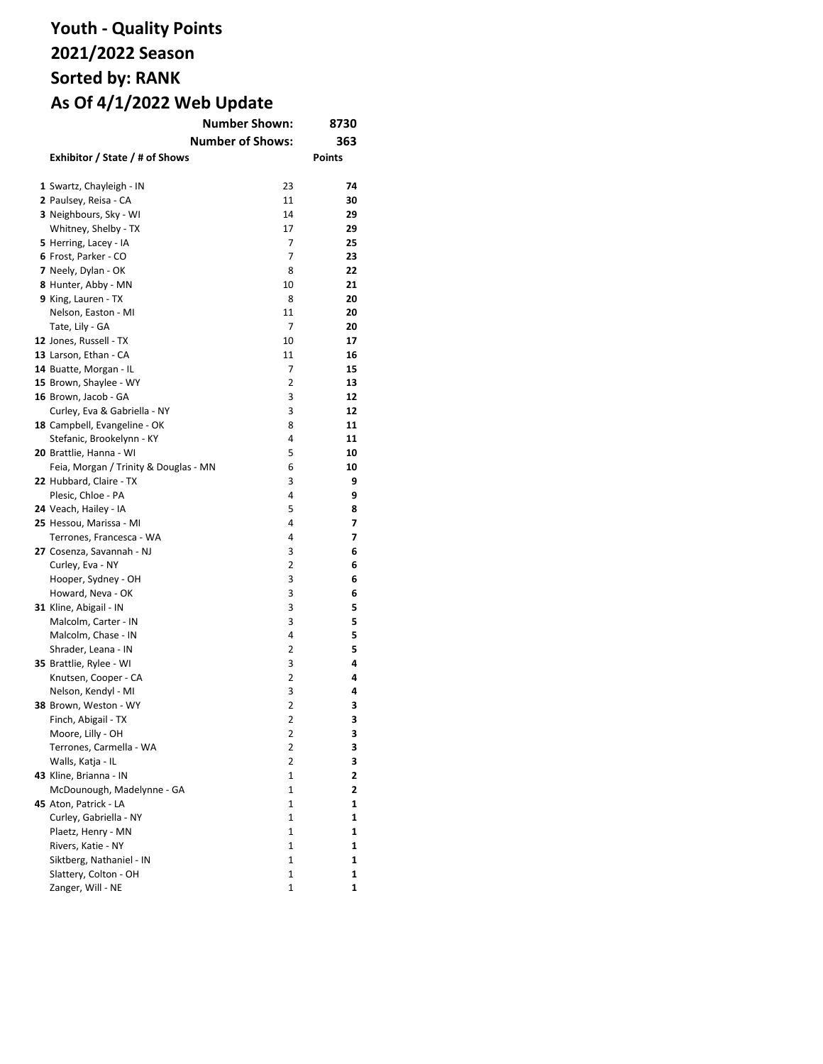# Youth - Quality Points
# 2021/2022 Season
# Sorted by: RANK
# As Of 4/1/2022 Web Update

**Number Shown:** 8730

**Number of Shows:** 363

| Rank | Exhibitor / State / # of Shows | | Points |
|---|---|---|---|
| 1 | Swartz, Chayleigh - IN | 23 | 74 |
| 2 | Paulsey, Reisa - CA | 11 | 30 |
| 3 | Neighbours, Sky - WI | 14 | 29 |
| | Whitney, Shelby - TX | 17 | 29 |
| 5 | Herring, Lacey - IA | 7 | 25 |
| 6 | Frost, Parker - CO | 7 | 23 |
| 7 | Neely, Dylan - OK | 8 | 22 |
| 8 | Hunter, Abby - MN | 10 | 21 |
| 9 | King, Lauren - TX | 8 | 20 |
| | Nelson, Easton - MI | 11 | 20 |
| | Tate, Lily - GA | 7 | 20 |
| 12 | Jones, Russell - TX | 10 | 17 |
| 13 | Larson, Ethan - CA | 11 | 16 |
| 14 | Buatte, Morgan - IL | 7 | 15 |
| 15 | Brown, Shaylee - WY | 2 | 13 |
| 16 | Brown, Jacob - GA | 3 | 12 |
| | Curley, Eva & Gabriella - NY | 3 | 12 |
| 18 | Campbell, Evangeline - OK | 8 | 11 |
| | Stefanic, Brookelynn - KY | 4 | 11 |
| 20 | Brattlie, Hanna - WI | 5 | 10 |
| | Feia, Morgan / Trinity & Douglas - MN | 6 | 10 |
| 22 | Hubbard, Claire - TX | 3 | 9 |
| | Plesic, Chloe - PA | 4 | 9 |
| 24 | Veach, Hailey - IA | 5 | 8 |
| 25 | Hessou, Marissa - MI | 4 | 7 |
| | Terrones, Francesca - WA | 4 | 7 |
| 27 | Cosenza, Savannah - NJ | 3 | 6 |
| | Curley, Eva - NY | 2 | 6 |
| | Hooper, Sydney - OH | 3 | 6 |
| | Howard, Neva - OK | 3 | 6 |
| 31 | Kline, Abigail - IN | 3 | 5 |
| | Malcolm, Carter - IN | 3 | 5 |
| | Malcolm, Chase - IN | 4 | 5 |
| | Shrader, Leana - IN | 2 | 5 |
| 35 | Brattlie, Rylee - WI | 3 | 4 |
| | Knutsen, Cooper - CA | 2 | 4 |
| | Nelson, Kendyl - MI | 3 | 4 |
| 38 | Brown, Weston - WY | 2 | 3 |
| | Finch, Abigail - TX | 2 | 3 |
| | Moore, Lilly - OH | 2 | 3 |
| | Terrones, Carmella - WA | 2 | 3 |
| | Walls, Katja - IL | 2 | 3 |
| 43 | Kline, Brianna - IN | 1 | 2 |
| | McDounough, Madelynne - GA | 1 | 2 |
| 45 | Aton, Patrick - LA | 1 | 1 |
| | Curley, Gabriella - NY | 1 | 1 |
| | Plaetz, Henry - MN | 1 | 1 |
| | Rivers, Katie - NY | 1 | 1 |
| | Siktberg, Nathaniel - IN | 1 | 1 |
| | Slattery, Colton - OH | 1 | 1 |
| | Zanger, Will - NE | 1 | 1 |